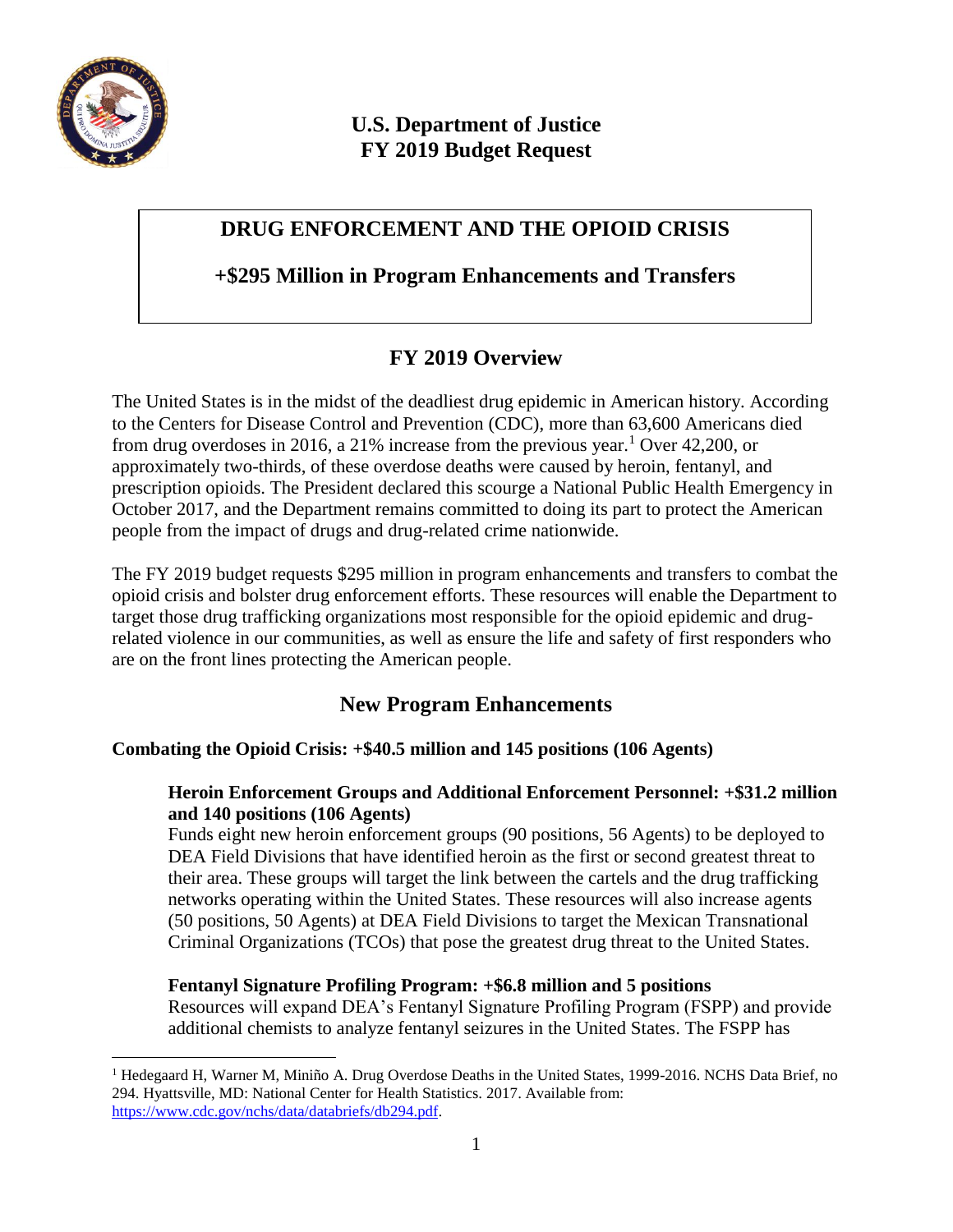# U.S. Department of Justice
# FY 2019 Budget Request

## DRUG ENFORCEMENT AND THE OPIOID CRISIS

## +$295 Million in Program Enhancements and Transfers

## FY 2019 Overview

The United States is in the midst of the deadliest drug epidemic in American history. According to the Centers for Disease Control and Prevention (CDC), more than 63,600 Americans died from drug overdoses in 2016, a 21% increase from the previous year.[1] Over 42,200, or approximately two-thirds, of these overdose deaths were caused by heroin, fentanyl, and prescription opioids. The President declared this scourge a National Public Health Emergency in October 2017, and the Department remains committed to doing its part to protect the American people from the impact of drugs and drug-related crime nationwide.

The FY 2019 budget requests $295 million in program enhancements and transfers to combat the opioid crisis and bolster drug enforcement efforts. These resources will enable the Department to target those drug trafficking organizations most responsible for the opioid epidemic and drug-related violence in our communities, as well as ensure the life and safety of first responders who are on the front lines protecting the American people.

## New Program Enhancements

**Combating the Opioid Crisis: +$40.5 million and 145 positions (106 Agents)**

**Heroin Enforcement Groups and Additional Enforcement Personnel: +$31.2 million and 140 positions (106 Agents)**

Funds eight new heroin enforcement groups (90 positions, 56 Agents) to be deployed to DEA Field Divisions that have identified heroin as the first or second greatest threat to their area. These groups will target the link between the cartels and the drug trafficking networks operating within the United States. These resources will also increase agents (50 positions, 50 Agents) at DEA Field Divisions to target the Mexican Transnational Criminal Organizations (TCOs) that pose the greatest drug threat to the United States.

**Fentanyl Signature Profiling Program: +$6.8 million and 5 positions**

Resources will expand DEA's Fentanyl Signature Profiling Program (FSPP) and provide additional chemists to analyze fentanyl seizures in the United States. The FSPP has

[1] Hedegaard H, Warner M, Miniño A. Drug Overdose Deaths in the United States, 1999-2016. NCHS Data Brief, no 294. Hyattsville, MD: National Center for Health Statistics. 2017. Available from: https://www.cdc.gov/nchs/data/databriefs/db294.pdf.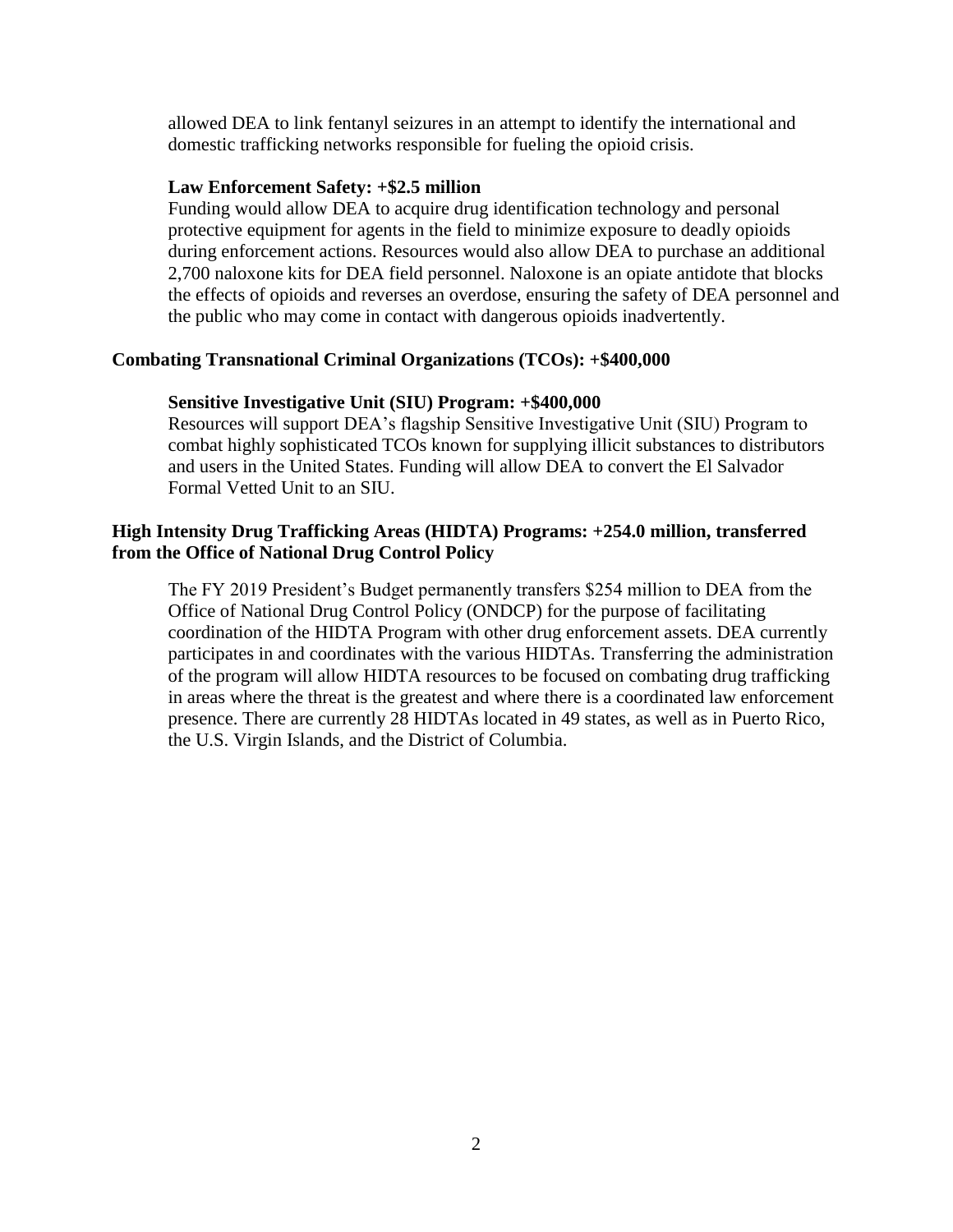allowed DEA to link fentanyl seizures in an attempt to identify the international and domestic trafficking networks responsible for fueling the opioid crisis.

**Law Enforcement Safety: +$2.5 million**

Funding would allow DEA to acquire drug identification technology and personal protective equipment for agents in the field to minimize exposure to deadly opioids during enforcement actions. Resources would also allow DEA to purchase an additional 2,700 naloxone kits for DEA field personnel. Naloxone is an opiate antidote that blocks the effects of opioids and reverses an overdose, ensuring the safety of DEA personnel and the public who may come in contact with dangerous opioids inadvertently.

**Combating Transnational Criminal Organizations (TCOs): +$400,000**

**Sensitive Investigative Unit (SIU) Program: +$400,000**

Resources will support DEA's flagship Sensitive Investigative Unit (SIU) Program to combat highly sophisticated TCOs known for supplying illicit substances to distributors and users in the United States. Funding will allow DEA to convert the El Salvador Formal Vetted Unit to an SIU.

**High Intensity Drug Trafficking Areas (HIDTA) Programs: +254.0 million, transferred from the Office of National Drug Control Policy**

The FY 2019 President's Budget permanently transfers $254 million to DEA from the Office of National Drug Control Policy (ONDCP) for the purpose of facilitating coordination of the HIDTA Program with other drug enforcement assets. DEA currently participates in and coordinates with the various HIDTAs. Transferring the administration of the program will allow HIDTA resources to be focused on combating drug trafficking in areas where the threat is the greatest and where there is a coordinated law enforcement presence. There are currently 28 HIDTAs located in 49 states, as well as in Puerto Rico, the U.S. Virgin Islands, and the District of Columbia.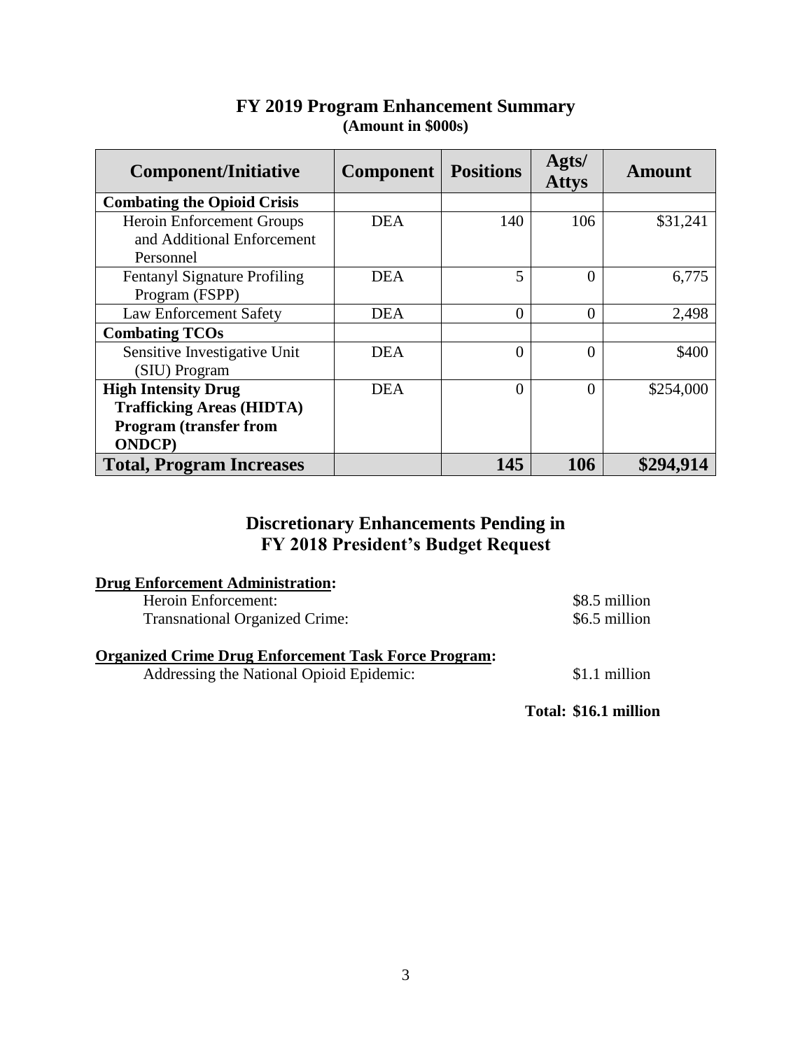## FY 2019 Program Enhancement Summary

**(Amount in $000s)**

| Component/Initiative | Component | Positions | Agts/ Attys | Amount |
|---|---|---|---|---|
| **Combating the Opioid Crisis** | | | | |
| Heroin Enforcement Groups and Additional Enforcement Personnel | DEA | 140 | 106 | $31,241 |
| Fentanyl Signature Profiling Program (FSPP) | DEA | 5 | 0 | 6,775 |
| Law Enforcement Safety | DEA | 0 | 0 | 2,498 |
| **Combating TCOs** | | | | |
| Sensitive Investigative Unit (SIU) Program | DEA | 0 | 0 | $400 |
| **High Intensity Drug Trafficking Areas (HIDTA) Program (transfer from ONDCP)** | DEA | 0 | 0 | $254,000 |
| **Total, Program Increases** | | **145** | **106** | **$294,914** |

## Discretionary Enhancements Pending in FY 2018 President's Budget Request

**Drug Enforcement Administration:**

Heroin Enforcement: $8.5 million

Transnational Organized Crime: $6.5 million

**Organized Crime Drug Enforcement Task Force Program:**

Addressing the National Opioid Epidemic: $1.1 million

**Total: $16.1 million**